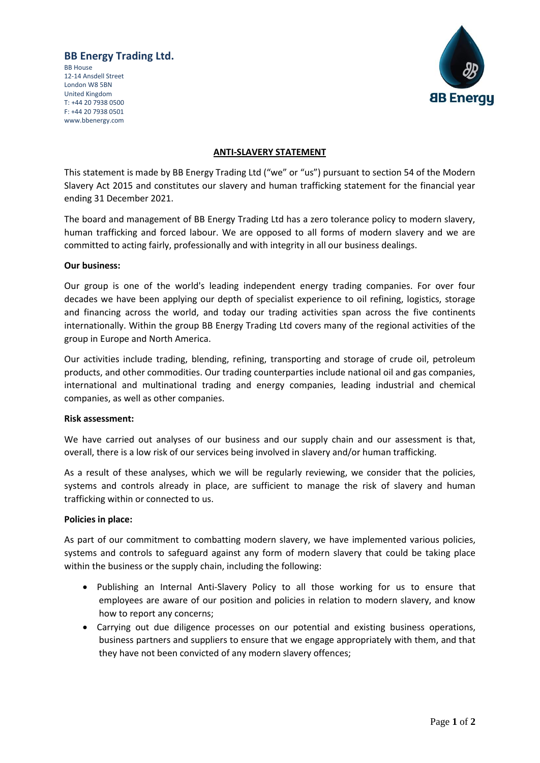**BB Energy Trading Ltd.**

BB House
12-14 Ansdell Street
London W8 5BN
United Kingdom
T: +44 20 7938 0500
F: +44 20 7938 0501
www.bbenergy.com

# ANTI-SLAVERY STATEMENT

This statement is made by BB Energy Trading Ltd ("we" or "us") pursuant to section 54 of the Modern Slavery Act 2015 and constitutes our slavery and human trafficking statement for the financial year ending 31 December 2021.

The board and management of BB Energy Trading Ltd has a zero tolerance policy to modern slavery, human trafficking and forced labour. We are opposed to all forms of modern slavery and we are committed to acting fairly, professionally and with integrity in all our business dealings.

**Our business:**

Our group is one of the world's leading independent energy trading companies. For over four decades we have been applying our depth of specialist experience to oil refining, logistics, storage and financing across the world, and today our trading activities span across the five continents internationally. Within the group BB Energy Trading Ltd covers many of the regional activities of the group in Europe and North America.

Our activities include trading, blending, refining, transporting and storage of crude oil, petroleum products, and other commodities. Our trading counterparties include national oil and gas companies, international and multinational trading and energy companies, leading industrial and chemical companies, as well as other companies.

**Risk assessment:**

We have carried out analyses of our business and our supply chain and our assessment is that, overall, there is a low risk of our services being involved in slavery and/or human trafficking.

As a result of these analyses, which we will be regularly reviewing, we consider that the policies, systems and controls already in place, are sufficient to manage the risk of slavery and human trafficking within or connected to us.

**Policies in place:**

As part of our commitment to combatting modern slavery, we have implemented various policies, systems and controls to safeguard against any form of modern slavery that could be taking place within the business or the supply chain, including the following:

- Publishing an Internal Anti-Slavery Policy to all those working for us to ensure that employees are aware of our position and policies in relation to modern slavery, and know how to report any concerns;
- Carrying out due diligence processes on our potential and existing business operations, business partners and suppliers to ensure that we engage appropriately with them, and that they have not been convicted of any modern slavery offences;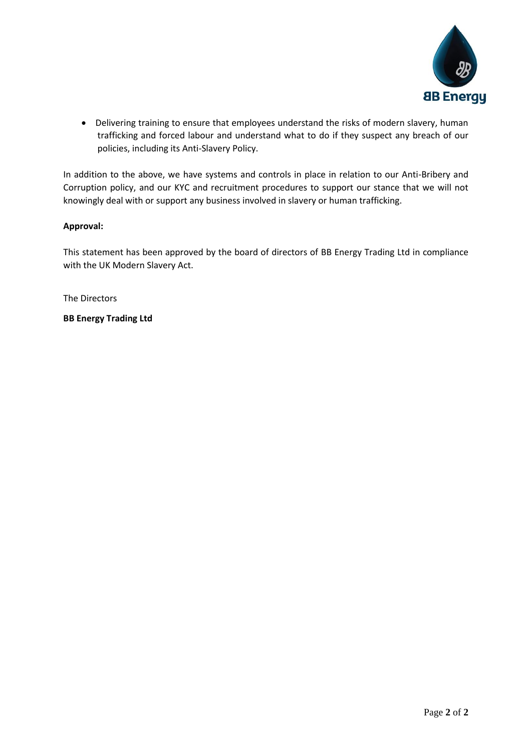- Delivering training to ensure that employees understand the risks of modern slavery, human trafficking and forced labour and understand what to do if they suspect any breach of our policies, including its Anti-Slavery Policy.

In addition to the above, we have systems and controls in place in relation to our Anti-Bribery and Corruption policy, and our KYC and recruitment procedures to support our stance that we will not knowingly deal with or support any business involved in slavery or human trafficking.

**Approval:**

This statement has been approved by the board of directors of BB Energy Trading Ltd in compliance with the UK Modern Slavery Act.

The Directors

**BB Energy Trading Ltd**